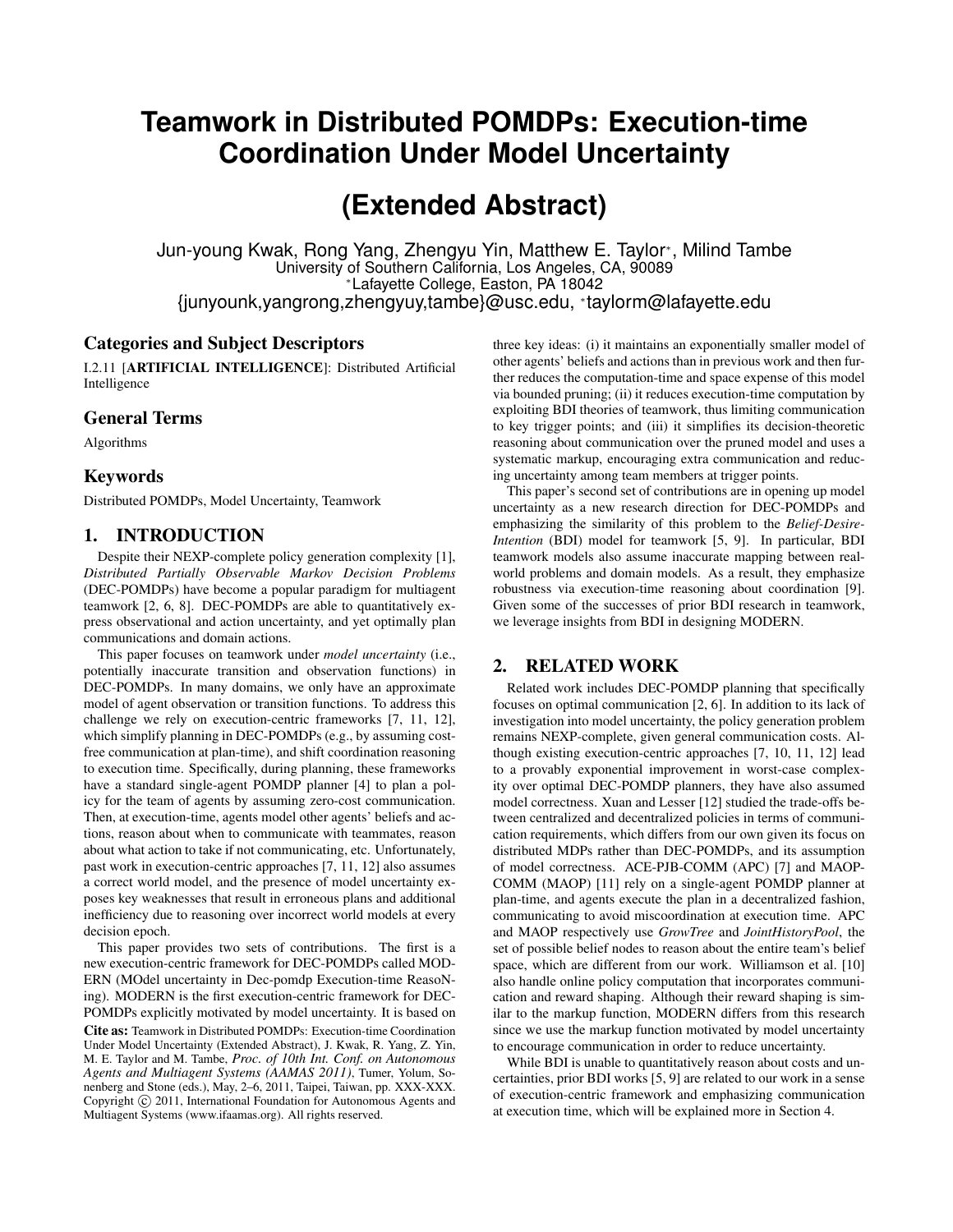# Teamwork in Distributed POMDPs: Execution-time Coordination Under Model Uncertainty

# (Extended Abstract)

Jun-young Kwak, Rong Yang, Zhengyu Yin, Matthew E. Taylor*, Milind Tambe
University of Southern California, Los Angeles, CA, 90089
*Lafayette College, Easton, PA 18042
{junyounk,yangrong,zhengyuy,tambe}@usc.edu, *taylorm@lafayette.edu

## Categories and Subject Descriptors

I.2.11 [**ARTIFICIAL INTELLIGENCE**]: Distributed Artificial Intelligence

## General Terms

Algorithms

## Keywords

Distributed POMDPs, Model Uncertainty, Teamwork

## 1. INTRODUCTION

Despite their NEXP-complete policy generation complexity [1], *Distributed Partially Observable Markov Decision Problems* (DEC-POMDPs) have become a popular paradigm for multiagent teamwork [2, 6, 8]. DEC-POMDPs are able to quantitatively express observational and action uncertainty, and yet optimally plan communications and domain actions.

This paper focuses on teamwork under *model uncertainty* (i.e., potentially inaccurate transition and observation functions) in DEC-POMDPs. In many domains, we only have an approximate model of agent observation or transition functions. To address this challenge we rely on execution-centric frameworks [7, 11, 12], which simplify planning in DEC-POMDPs (e.g., by assuming cost-free communication at plan-time), and shift coordination reasoning to execution time. Specifically, during planning, these frameworks have a standard single-agent POMDP planner [4] to plan a policy for the team of agents by assuming zero-cost communication. Then, at execution-time, agents model other agents' beliefs and actions, reason about when to communicate with teammates, reason about what action to take if not communicating, etc. Unfortunately, past work in execution-centric approaches [7, 11, 12] also assumes a correct world model, and the presence of model uncertainty exposes key weaknesses that result in erroneous plans and additional inefficiency due to reasoning over incorrect world models at every decision epoch.

This paper provides two sets of contributions. The first is a new execution-centric framework for DEC-POMDPs called MODERN (MOdel uncertainty in Dec-pomdp Execution-time ReasoNing). MODERN is the first execution-centric framework for DEC-POMDPs explicitly motivated by model uncertainty. It is based on three key ideas: (i) it maintains an exponentially smaller model of other agents' beliefs and actions than in previous work and then further reduces the computation-time and space expense of this model via bounded pruning; (ii) it reduces execution-time computation by exploiting BDI theories of teamwork, thus limiting communication to key trigger points; and (iii) it simplifies its decision-theoretic reasoning about communication over the pruned model and uses a systematic markup, encouraging extra communication and reducing uncertainty among team members at trigger points.

This paper's second set of contributions are in opening up model uncertainty as a new research direction for DEC-POMDPs and emphasizing the similarity of this problem to the *Belief-Desire-Intention* (BDI) model for teamwork [5, 9]. In particular, BDI teamwork models also assume inaccurate mapping between real-world problems and domain models. As a result, they emphasize robustness via execution-time reasoning about coordination [9]. Given some of the successes of prior BDI research in teamwork, we leverage insights from BDI in designing MODERN.

## 2. RELATED WORK

Related work includes DEC-POMDP planning that specifically focuses on optimal communication [2, 6]. In addition to its lack of investigation into model uncertainty, the policy generation problem remains NEXP-complete, given general communication costs. Although existing execution-centric approaches [7, 10, 11, 12] lead to a provably exponential improvement in worst-case complexity over optimal DEC-POMDP planners, they have also assumed model correctness. Xuan and Lesser [12] studied the trade-offs between centralized and decentralized policies in terms of communication requirements, which differs from our own given its focus on distributed MDPs rather than DEC-POMDPs, and its assumption of model correctness. ACE-PJB-COMM (APC) [7] and MAOP-COMM (MAOP) [11] rely on a single-agent POMDP planner at plan-time, and agents execute the plan in a decentralized fashion, communicating to avoid miscoordination at execution time. APC and MAOP respectively use *GrowTree* and *JointHistoryPool*, the set of possible belief nodes to reason about the entire team's belief space, which are different from our work. Williamson et al. [10] also handle online policy computation that incorporates communication and reward shaping. Although their reward shaping is similar to the markup function, MODERN differs from this research since we use the markup function motivated by model uncertainty to encourage communication in order to reduce uncertainty.

While BDI is unable to quantitatively reason about costs and uncertainties, prior BDI works [5, 9] are related to our work in a sense of execution-centric framework and emphasizing communication at execution time, which will be explained more in Section 4.

**Cite as:** Teamwork in Distributed POMDPs: Execution-time Coordination Under Model Uncertainty (Extended Abstract), J. Kwak, R. Yang, Z. Yin, M. E. Taylor and M. Tambe, *Proc. of 10th Int. Conf. on Autonomous Agents and Multiagent Systems (AAMAS 2011)*, Tumer, Yolum, Sonenberg and Stone (eds.), May, 2–6, 2011, Taipei, Taiwan, pp. XXX-XXX. Copyright © 2011, International Foundation for Autonomous Agents and Multiagent Systems (www.ifaamas.org). All rights reserved.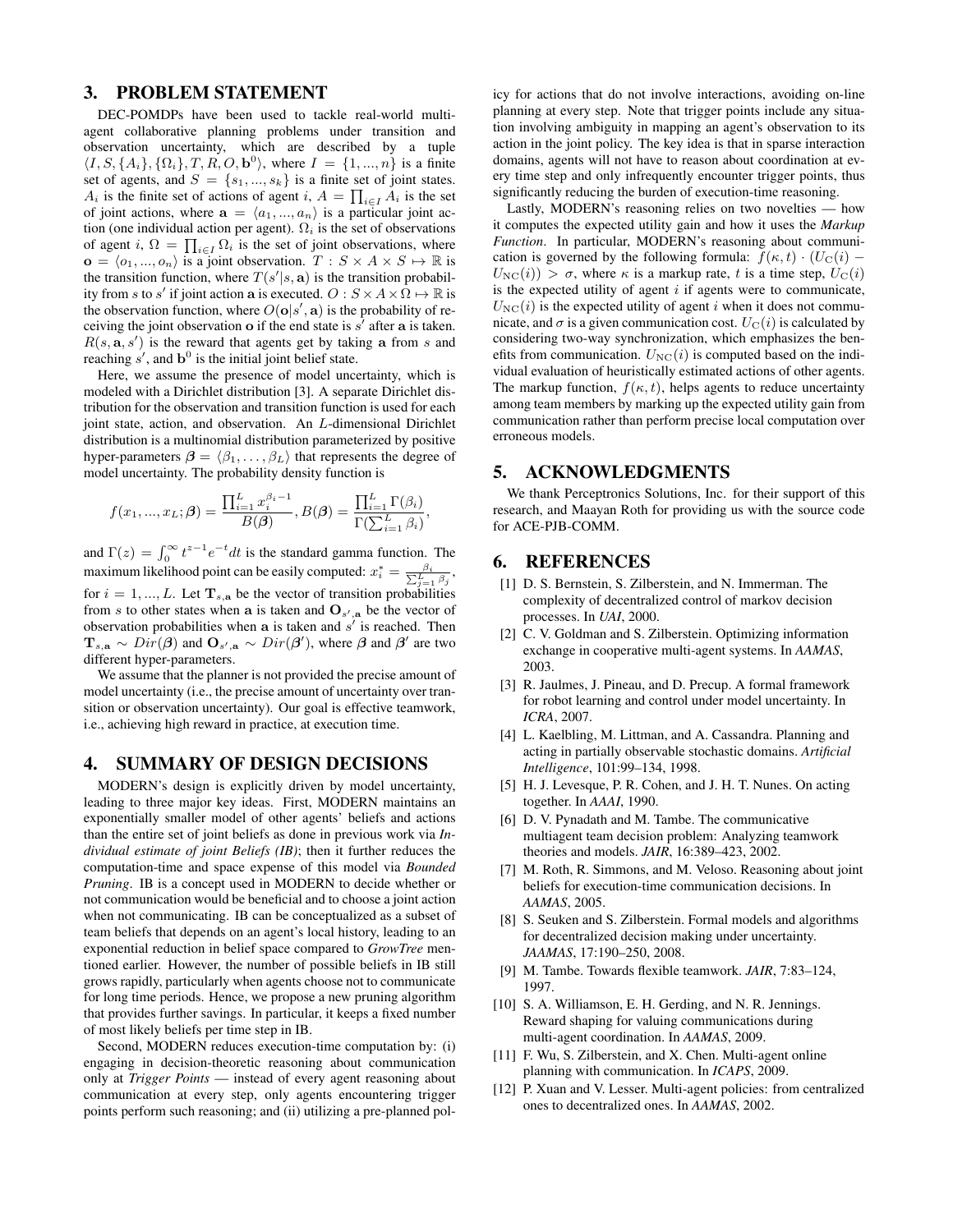## 3. PROBLEM STATEMENT

DEC-POMDPs have been used to tackle real-world multi-agent collaborative planning problems under transition and observation uncertainty, which are described by a tuple $\langle I, S, \{A_i\}, \{\Omega_i\}, T, R, O, \mathbf{b}^0 \rangle$, where $I = \{1, ..., n\}$ is a finite set of agents, and $S = \{s_1, ..., s_k\}$ is a finite set of joint states. $A_i$ is the finite set of actions of agent $i$, $A = \prod_{i \in I} A_i$ is the set of joint actions, where $\mathbf{a} = \langle a_1, ..., a_n \rangle$ is a particular joint action (one individual action per agent). $\Omega_i$ is the set of observations of agent $i$, $\Omega = \prod_{i \in I} \Omega_i$ is the set of joint observations, where $\mathbf{o} = \langle o_1, ..., o_n \rangle$ is a joint observation. $T : S \times A \times S \mapsto \mathbb{R}$ is the transition function, where $T(s'|s, \mathbf{a})$ is the transition probability from $s$ to $s'$ if joint action $\mathbf{a}$ is executed. $O : S \times A \times \Omega \mapsto \mathbb{R}$ is the observation function, where $O(\mathbf{o}|s', \mathbf{a})$ is the probability of receiving the joint observation $\mathbf{o}$ if the end state is $s'$ after $\mathbf{a}$ is taken. $R(s, \mathbf{a}, s')$ is the reward that agents get by taking $\mathbf{a}$ from $s$ and reaching $s'$, and $\mathbf{b}^0$ is the initial joint belief state.

Here, we assume the presence of model uncertainty, which is modeled with a Dirichlet distribution [3]. A separate Dirichlet distribution for the observation and transition function is used for each joint state, action, and observation. An $L$-dimensional Dirichlet distribution is a multinomial distribution parameterized by positive hyper-parameters $\boldsymbol{\beta} = \langle \beta_1, \ldots, \beta_L \rangle$ that represents the degree of model uncertainty. The probability density function is

$$f(x_1, ..., x_L; \boldsymbol{\beta}) = \frac{\prod_{i=1}^{L} x_i^{\beta_i - 1}}{B(\boldsymbol{\beta})}, B(\boldsymbol{\beta}) = \frac{\prod_{i=1}^{L} \Gamma(\beta_i)}{\Gamma(\sum_{i=1}^{L} \beta_i)},$$

and $\Gamma(z) = \int_0^\infty t^{z-1} e^{-t} dt$ is the standard gamma function. The maximum likelihood point can be easily computed: $x_i^* = \frac{\beta_i}{\sum_{j=1}^{L} \beta_j}$, for $i = 1, ..., L$. Let $\mathbf{T}_{s,\mathbf{a}}$ be the vector of transition probabilities from $s$ to other states when $\mathbf{a}$ is taken and $\mathbf{O}_{s',\mathbf{a}}$ be the vector of observation probabilities when $\mathbf{a}$ is taken and $s'$ is reached. Then $\mathbf{T}_{s,\mathbf{a}} \sim Dir(\boldsymbol{\beta})$ and $\mathbf{O}_{s',\mathbf{a}} \sim Dir(\boldsymbol{\beta}')$, where $\boldsymbol{\beta}$ and $\boldsymbol{\beta}'$ are two different hyper-parameters.

We assume that the planner is not provided the precise amount of model uncertainty (i.e., the precise amount of uncertainty over transition or observation uncertainty). Our goal is effective teamwork, i.e., achieving high reward in practice, at execution time.

## 4. SUMMARY OF DESIGN DECISIONS

MODERN's design is explicitly driven by model uncertainty, leading to three major key ideas. First, MODERN maintains an exponentially smaller model of other agents' beliefs and actions than the entire set of joint beliefs as done in previous work via *Individual estimate of joint Beliefs (IB)*; then it further reduces the computation-time and space expense of this model via *Bounded Pruning*. IB is a concept used in MODERN to decide whether or not communication would be beneficial and to choose a joint action when not communicating. IB can be conceptualized as a subset of team beliefs that depends on an agent's local history, leading to an exponential reduction in belief space compared to *GrowTree* mentioned earlier. However, the number of possible beliefs in IB still grows rapidly, particularly when agents choose not to communicate for long time periods. Hence, we propose a new pruning algorithm that provides further savings. In particular, it keeps a fixed number of most likely beliefs per time step in IB.

Second, MODERN reduces execution-time computation by: (i) engaging in decision-theoretic reasoning about communication only at *Trigger Points* — instead of every agent reasoning about communication at every step, only agents encountering trigger points perform such reasoning; and (ii) utilizing a pre-planned policy for actions that do not involve interactions, avoiding on-line planning at every step. Note that trigger points include any situation involving ambiguity in mapping an agent's observation to its action in the joint policy. The key idea is that in sparse interaction domains, agents will not have to reason about coordination at every time step and only infrequently encounter trigger points, thus significantly reducing the burden of execution-time reasoning.

Lastly, MODERN's reasoning relies on two novelties — how it computes the expected utility gain and how it uses the *Markup Function*. In particular, MODERN's reasoning about communication is governed by the following formula: $f(\kappa, t) \cdot (U_{\mathrm{C}}(i) - U_{\mathrm{NC}}(i)) > \sigma$, where $\kappa$ is a markup rate, $t$ is a time step, $U_{\mathrm{C}}(i)$ is the expected utility of agent $i$ if agents were to communicate, $U_{\mathrm{NC}}(i)$ is the expected utility of agent $i$ when it does not communicate, and $\sigma$ is a given communication cost. $U_{\mathrm{C}}(i)$ is calculated by considering two-way synchronization, which emphasizes the benefits from communication. $U_{\mathrm{NC}}(i)$ is computed based on the individual evaluation of heuristically estimated actions of other agents. The markup function, $f(\kappa, t)$, helps agents to reduce uncertainty among team members by marking up the expected utility gain from communication rather than perform precise local computation over erroneous models.

## 5. ACKNOWLEDGMENTS

We thank Perceptronics Solutions, Inc. for their support of this research, and Maayan Roth for providing us with the source code for ACE-PJB-COMM.

## 6. REFERENCES

[1] D. S. Bernstein, S. Zilberstein, and N. Immerman. The complexity of decentralized control of markov decision processes. In *UAI*, 2000.

[2] C. V. Goldman and S. Zilberstein. Optimizing information exchange in cooperative multi-agent systems. In *AAMAS*, 2003.

[3] R. Jaulmes, J. Pineau, and D. Precup. A formal framework for robot learning and control under model uncertainty. In *ICRA*, 2007.

[4] L. Kaelbling, M. Littman, and A. Cassandra. Planning and acting in partially observable stochastic domains. *Artificial Intelligence*, 101:99–134, 1998.

[5] H. J. Levesque, P. R. Cohen, and J. H. T. Nunes. On acting together. In *AAAI*, 1990.

[6] D. V. Pynadath and M. Tambe. The communicative multiagent team decision problem: Analyzing teamwork theories and models. *JAIR*, 16:389–423, 2002.

[7] M. Roth, R. Simmons, and M. Veloso. Reasoning about joint beliefs for execution-time communication decisions. In *AAMAS*, 2005.

[8] S. Seuken and S. Zilberstein. Formal models and algorithms for decentralized decision making under uncertainty. *JAAMAS*, 17:190–250, 2008.

[9] M. Tambe. Towards flexible teamwork. *JAIR*, 7:83–124, 1997.

[10] S. A. Williamson, E. H. Gerding, and N. R. Jennings. Reward shaping for valuing communications during multi-agent coordination. In *AAMAS*, 2009.

[11] F. Wu, S. Zilberstein, and X. Chen. Multi-agent online planning with communication. In *ICAPS*, 2009.

[12] P. Xuan and V. Lesser. Multi-agent policies: from centralized ones to decentralized ones. In *AAMAS*, 2002.